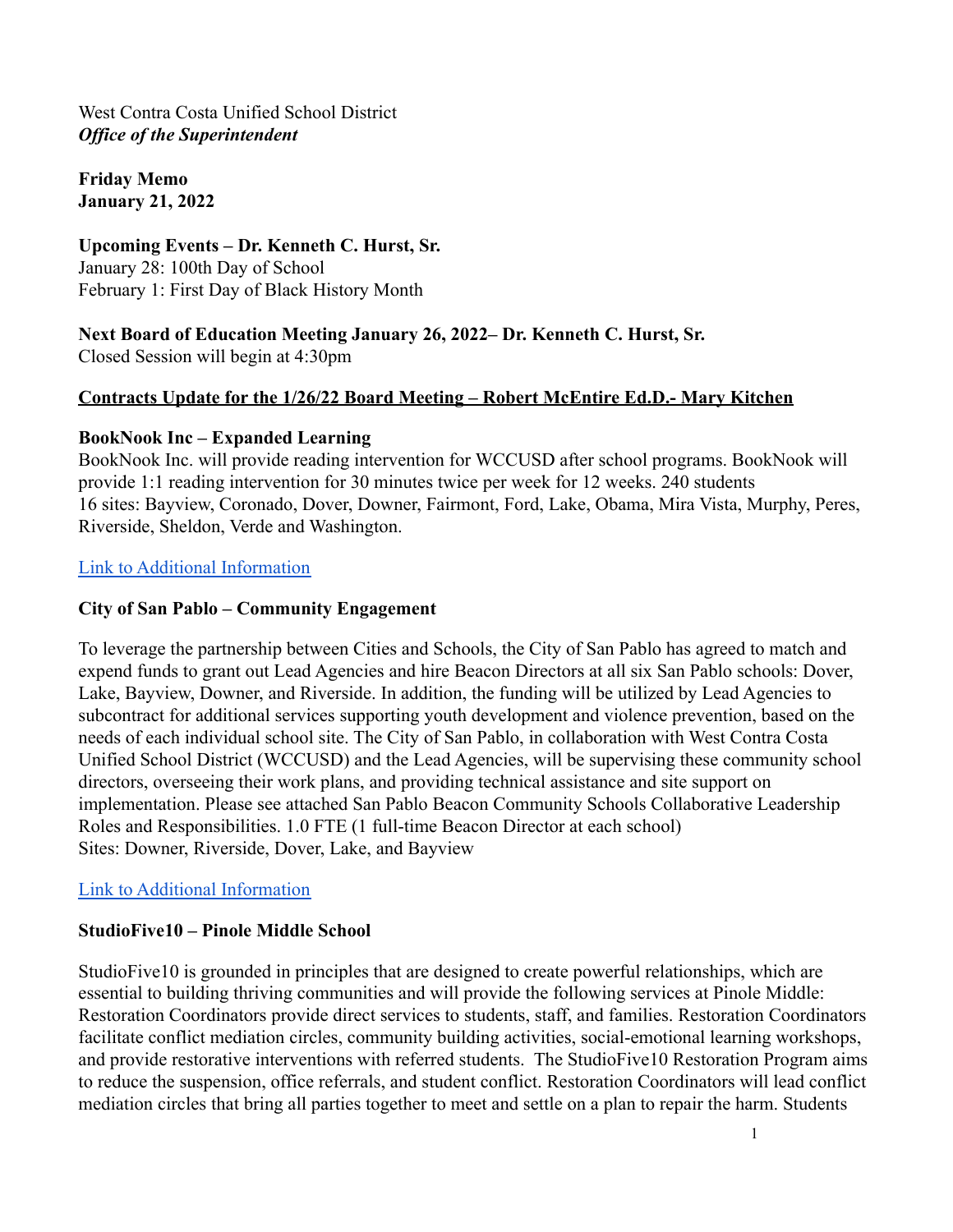West Contra Costa Unified School District
***Office of the Superintendent***

**Friday Memo**
**January 21, 2022**

**Upcoming Events – Dr. Kenneth C. Hurst, Sr.**
January 28: 100th Day of School
February 1: First Day of Black History Month

**Next Board of Education Meeting January 26, 2022– Dr. Kenneth C. Hurst, Sr.**
Closed Session will begin at 4:30pm

**Contracts Update for the 1/26/22 Board Meeting – Robert McEntire Ed.D.- Mary Kitchen**

**BookNook Inc – Expanded Learning**
BookNook Inc. will provide reading intervention for WCCUSD after school programs. BookNook will provide 1:1 reading intervention for 30 minutes twice per week for 12 weeks. 240 students
16 sites: Bayview, Coronado, Dover, Downer, Fairmont, Ford, Lake, Obama, Mira Vista, Murphy, Peres, Riverside, Sheldon, Verde and Washington.

Link to Additional Information

**City of San Pablo – Community Engagement**

To leverage the partnership between Cities and Schools, the City of San Pablo has agreed to match and expend funds to grant out Lead Agencies and hire Beacon Directors at all six San Pablo schools: Dover, Lake, Bayview, Downer, and Riverside. In addition, the funding will be utilized by Lead Agencies to subcontract for additional services supporting youth development and violence prevention, based on the needs of each individual school site. The City of San Pablo, in collaboration with West Contra Costa Unified School District (WCCUSD) and the Lead Agencies, will be supervising these community school directors, overseeing their work plans, and providing technical assistance and site support on implementation. Please see attached San Pablo Beacon Community Schools Collaborative Leadership Roles and Responsibilities. 1.0 FTE (1 full-time Beacon Director at each school)
Sites: Downer, Riverside, Dover, Lake, and Bayview

Link to Additional Information

**StudioFive10 – Pinole Middle School**

StudioFive10 is grounded in principles that are designed to create powerful relationships, which are essential to building thriving communities and will provide the following services at Pinole Middle: Restoration Coordinators provide direct services to students, staff, and families. Restoration Coordinators facilitate conflict mediation circles, community building activities, social-emotional learning workshops, and provide restorative interventions with referred students. The StudioFive10 Restoration Program aims to reduce the suspension, office referrals, and student conflict. Restoration Coordinators will lead conflict mediation circles that bring all parties together to meet and settle on a plan to repair the harm. Students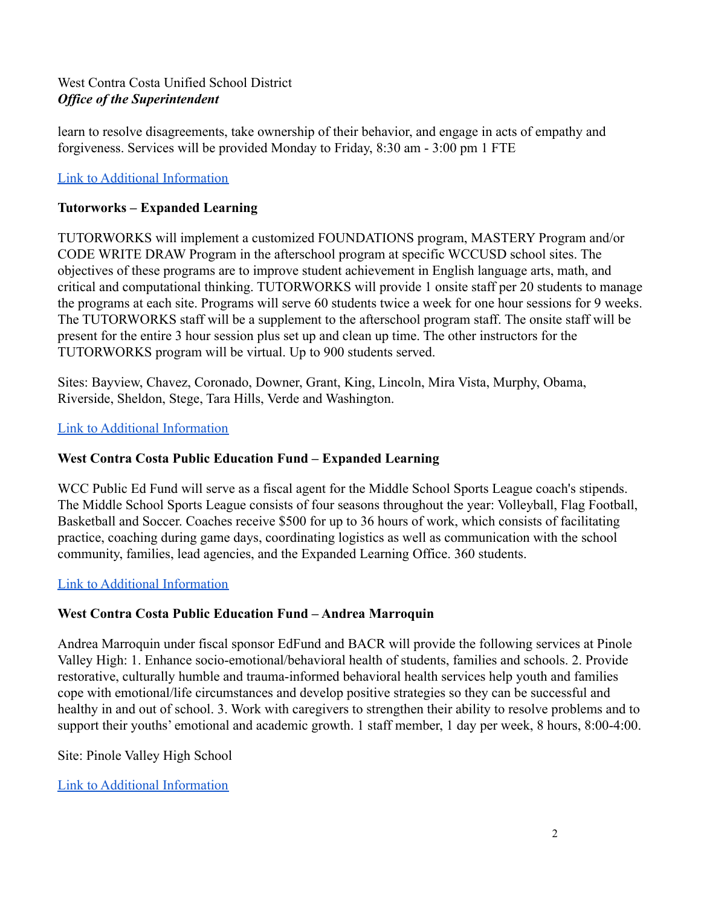learn to resolve disagreements, take ownership of their behavior, and engage in acts of empathy and forgiveness. Services will be provided Monday to Friday, 8:30 am - 3:00 pm 1 FTE

Link to Additional Information

**Tutorworks – Expanded Learning**

TUTORWORKS will implement a customized FOUNDATIONS program, MASTERY Program and/or CODE WRITE DRAW Program in the afterschool program at specific WCCUSD school sites. The objectives of these programs are to improve student achievement in English language arts, math, and critical and computational thinking. TUTORWORKS will provide 1 onsite staff per 20 students to manage the programs at each site. Programs will serve 60 students twice a week for one hour sessions for 9 weeks. The TUTORWORKS staff will be a supplement to the afterschool program staff. The onsite staff will be present for the entire 3 hour session plus set up and clean up time. The other instructors for the TUTORWORKS program will be virtual. Up to 900 students served.

Sites: Bayview, Chavez, Coronado, Downer, Grant, King, Lincoln, Mira Vista, Murphy, Obama, Riverside, Sheldon, Stege, Tara Hills, Verde and Washington.

Link to Additional Information

**West Contra Costa Public Education Fund – Expanded Learning**

WCC Public Ed Fund will serve as a fiscal agent for the Middle School Sports League coach's stipends. The Middle School Sports League consists of four seasons throughout the year: Volleyball, Flag Football, Basketball and Soccer. Coaches receive $500 for up to 36 hours of work, which consists of facilitating practice, coaching during game days, coordinating logistics as well as communication with the school community, families, lead agencies, and the Expanded Learning Office. 360 students.

Link to Additional Information

**West Contra Costa Public Education Fund – Andrea Marroquin**

Andrea Marroquin under fiscal sponsor EdFund and BACR will provide the following services at Pinole Valley High: 1. Enhance socio-emotional/behavioral health of students, families and schools. 2. Provide restorative, culturally humble and trauma-informed behavioral health services help youth and families cope with emotional/life circumstances and develop positive strategies so they can be successful and healthy in and out of school. 3. Work with caregivers to strengthen their ability to resolve problems and to support their youths' emotional and academic growth. 1 staff member, 1 day per week, 8 hours, 8:00-4:00.

Site: Pinole Valley High School

Link to Additional Information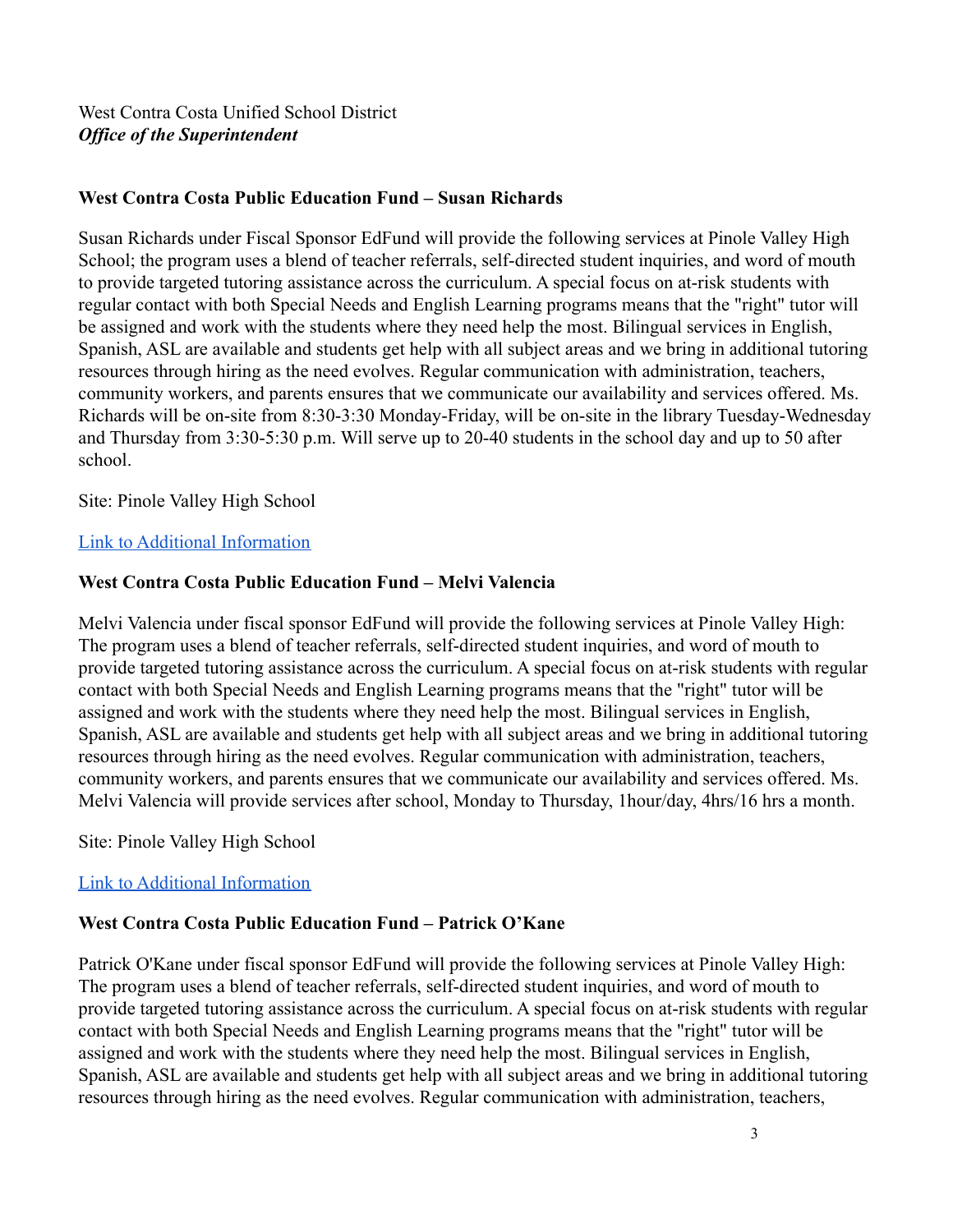West Contra Costa Unified School District
***Office of the Superintendent***

**West Contra Costa Public Education Fund – Susan Richards**

Susan Richards under Fiscal Sponsor EdFund will provide the following services at Pinole Valley High School; the program uses a blend of teacher referrals, self-directed student inquiries, and word of mouth to provide targeted tutoring assistance across the curriculum. A special focus on at-risk students with regular contact with both Special Needs and English Learning programs means that the "right" tutor will be assigned and work with the students where they need help the most. Bilingual services in English, Spanish, ASL are available and students get help with all subject areas and we bring in additional tutoring resources through hiring as the need evolves. Regular communication with administration, teachers, community workers, and parents ensures that we communicate our availability and services offered. Ms. Richards will be on-site from 8:30-3:30 Monday-Friday, will be on-site in the library Tuesday-Wednesday and Thursday from 3:30-5:30 p.m. Will serve up to 20-40 students in the school day and up to 50 after school.

Site: Pinole Valley High School

Link to Additional Information

**West Contra Costa Public Education Fund – Melvi Valencia**

Melvi Valencia under fiscal sponsor EdFund will provide the following services at Pinole Valley High: The program uses a blend of teacher referrals, self-directed student inquiries, and word of mouth to provide targeted tutoring assistance across the curriculum. A special focus on at-risk students with regular contact with both Special Needs and English Learning programs means that the "right" tutor will be assigned and work with the students where they need help the most. Bilingual services in English, Spanish, ASL are available and students get help with all subject areas and we bring in additional tutoring resources through hiring as the need evolves. Regular communication with administration, teachers, community workers, and parents ensures that we communicate our availability and services offered. Ms. Melvi Valencia will provide services after school, Monday to Thursday, 1hour/day, 4hrs/16 hrs a month.

Site: Pinole Valley High School

Link to Additional Information

**West Contra Costa Public Education Fund – Patrick O'Kane**

Patrick O'Kane under fiscal sponsor EdFund will provide the following services at Pinole Valley High: The program uses a blend of teacher referrals, self-directed student inquiries, and word of mouth to provide targeted tutoring assistance across the curriculum. A special focus on at-risk students with regular contact with both Special Needs and English Learning programs means that the "right" tutor will be assigned and work with the students where they need help the most. Bilingual services in English, Spanish, ASL are available and students get help with all subject areas and we bring in additional tutoring resources through hiring as the need evolves. Regular communication with administration, teachers,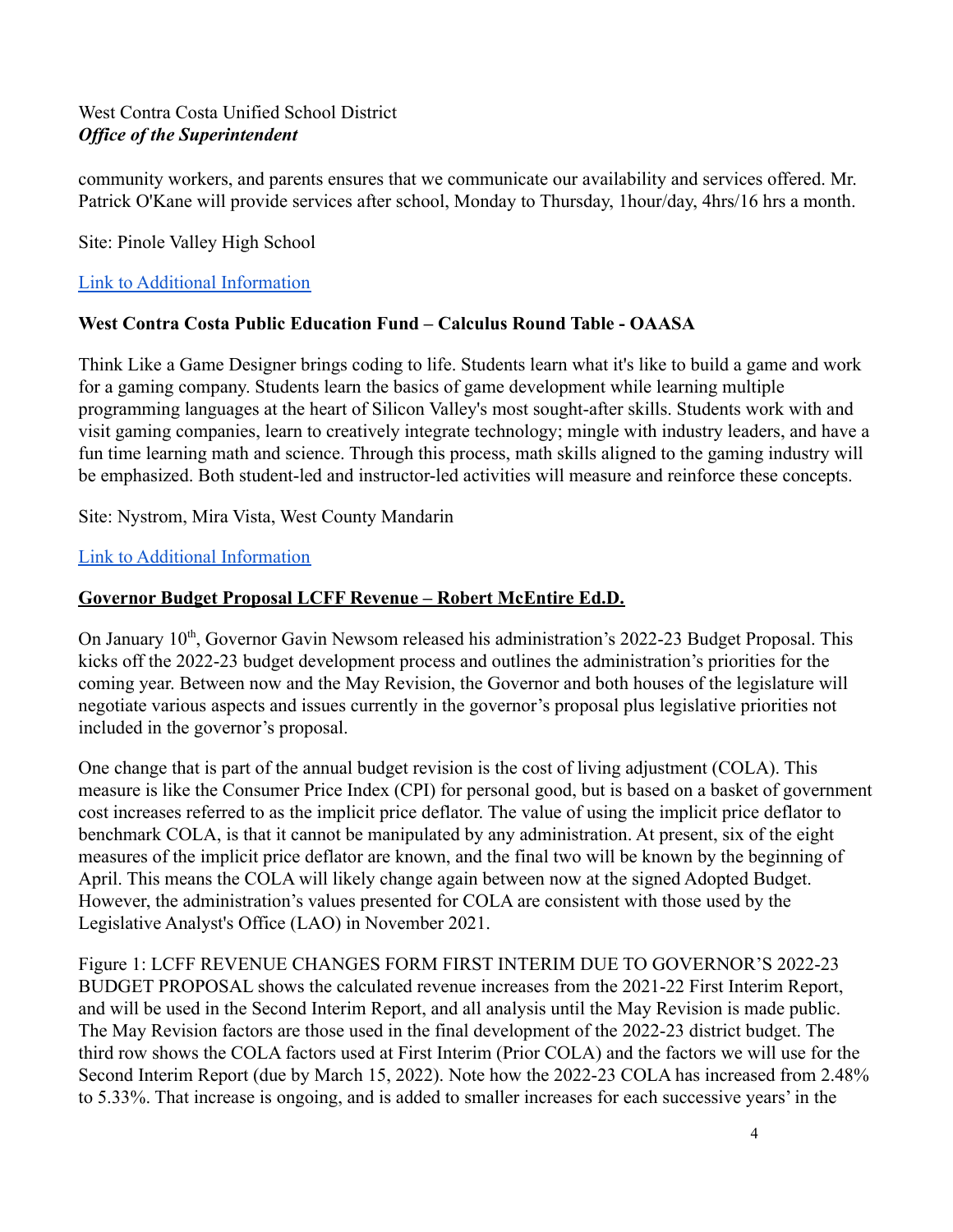community workers, and parents ensures that we communicate our availability and services offered. Mr. Patrick O'Kane will provide services after school, Monday to Thursday, 1hour/day, 4hrs/16 hrs a month.

Site: Pinole Valley High School

[Link to Additional Information]

**West Contra Costa Public Education Fund – Calculus Round Table - OAASA**

Think Like a Game Designer brings coding to life. Students learn what it's like to build a game and work for a gaming company. Students learn the basics of game development while learning multiple programming languages at the heart of Silicon Valley's most sought-after skills. Students work with and visit gaming companies, learn to creatively integrate technology; mingle with industry leaders, and have a fun time learning math and science. Through this process, math skills aligned to the gaming industry will be emphasized. Both student-led and instructor-led activities will measure and reinforce these concepts.

Site: Nystrom, Mira Vista, West County Mandarin

[Link to Additional Information]

**Governor Budget Proposal LCFF Revenue – Robert McEntire Ed.D.**

On January 10th, Governor Gavin Newsom released his administration's 2022-23 Budget Proposal. This kicks off the 2022-23 budget development process and outlines the administration's priorities for the coming year. Between now and the May Revision, the Governor and both houses of the legislature will negotiate various aspects and issues currently in the governor's proposal plus legislative priorities not included in the governor's proposal.

One change that is part of the annual budget revision is the cost of living adjustment (COLA). This measure is like the Consumer Price Index (CPI) for personal good, but is based on a basket of government cost increases referred to as the implicit price deflator. The value of using the implicit price deflator to benchmark COLA, is that it cannot be manipulated by any administration. At present, six of the eight measures of the implicit price deflator are known, and the final two will be known by the beginning of April. This means the COLA will likely change again between now at the signed Adopted Budget. However, the administration's values presented for COLA are consistent with those used by the Legislative Analyst's Office (LAO) in November 2021.

Figure 1: LCFF REVENUE CHANGES FORM FIRST INTERIM DUE TO GOVERNOR'S 2022-23 BUDGET PROPOSAL shows the calculated revenue increases from the 2021-22 First Interim Report, and will be used in the Second Interim Report, and all analysis until the May Revision is made public. The May Revision factors are those used in the final development of the 2022-23 district budget. The third row shows the COLA factors used at First Interim (Prior COLA) and the factors we will use for the Second Interim Report (due by March 15, 2022). Note how the 2022-23 COLA has increased from 2.48% to 5.33%. That increase is ongoing, and is added to smaller increases for each successive years' in the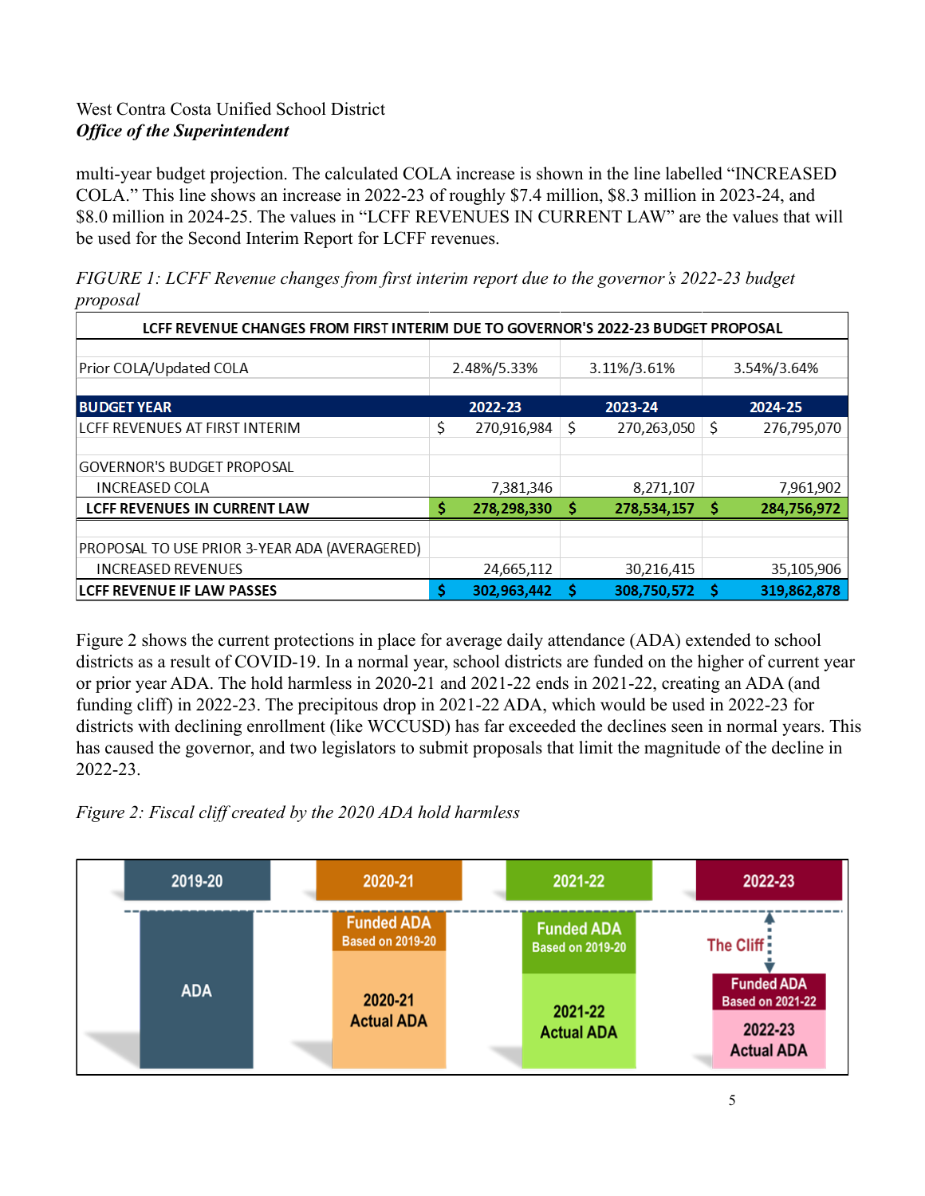West Contra Costa Unified School District
***Office of the Superintendent***

multi-year budget projection. The calculated COLA increase is shown in the line labelled "INCREASED COLA." This line shows an increase in 2022-23 of roughly $7.4 million, $8.3 million in 2023-24, and $8.0 million in 2024-25. The values in "LCFF REVENUES IN CURRENT LAW" are the values that will be used for the Second Interim Report for LCFF revenues.

*FIGURE 1: LCFF Revenue changes from first interim report due to the governor's 2022-23 budget proposal*

| LCFF REVENUE CHANGES FROM FIRST INTERIM DUE TO GOVERNOR'S 2022-23 BUDGET PROPOSAL | | | |
|---|---|---|---|
| Prior COLA/Updated COLA | 2.48%/5.33% | 3.11%/3.61% | 3.54%/3.64% |
| **BUDGET YEAR** | **2022-23** | **2023-24** | **2024-25** |
| LCFF REVENUES AT FIRST INTERIM | $ 270,916,984 | $ 270,263,050 | $ 276,795,070 |
| GOVERNOR'S BUDGET PROPOSAL | | | |
| INCREASED COLA | 7,381,346 | 8,271,107 | 7,961,902 |
| **LCFF REVENUES IN CURRENT LAW** | **$ 278,298,330** | **$ 278,534,157** | **$ 284,756,972** |
| PROPOSAL TO USE PRIOR 3-YEAR ADA (AVERAGERED) | | | |
| INCREASED REVENUES | 24,665,112 | 30,216,415 | 35,105,906 |
| **LCFF REVENUE IF LAW PASSES** | **$ 302,963,442** | **$ 308,750,572** | **$ 319,862,878** |

Figure 2 shows the current protections in place for average daily attendance (ADA) extended to school districts as a result of COVID-19. In a normal year, school districts are funded on the higher of current year or prior year ADA. The hold harmless in 2020-21 and 2021-22 ends in 2021-22, creating an ADA (and funding cliff) in 2022-23. The precipitous drop in 2021-22 ADA, which would be used in 2022-23 for districts with declining enrollment (like WCCUSD) has far exceeded the declines seen in normal years. This has caused the governor, and two legislators to submit proposals that limit the magnitude of the decline in 2022-23.

*Figure 2: Fiscal cliff created by the 2020 ADA hold harmless*

2019-20
ADA

2020-21
Funded ADA
Based on 2019-20
2020-21
Actual ADA

2021-22
Funded ADA
Based on 2019-20
2021-22
Actual ADA

2022-23
The Cliff
Funded ADA
Based on 2021-22
2022-23
Actual ADA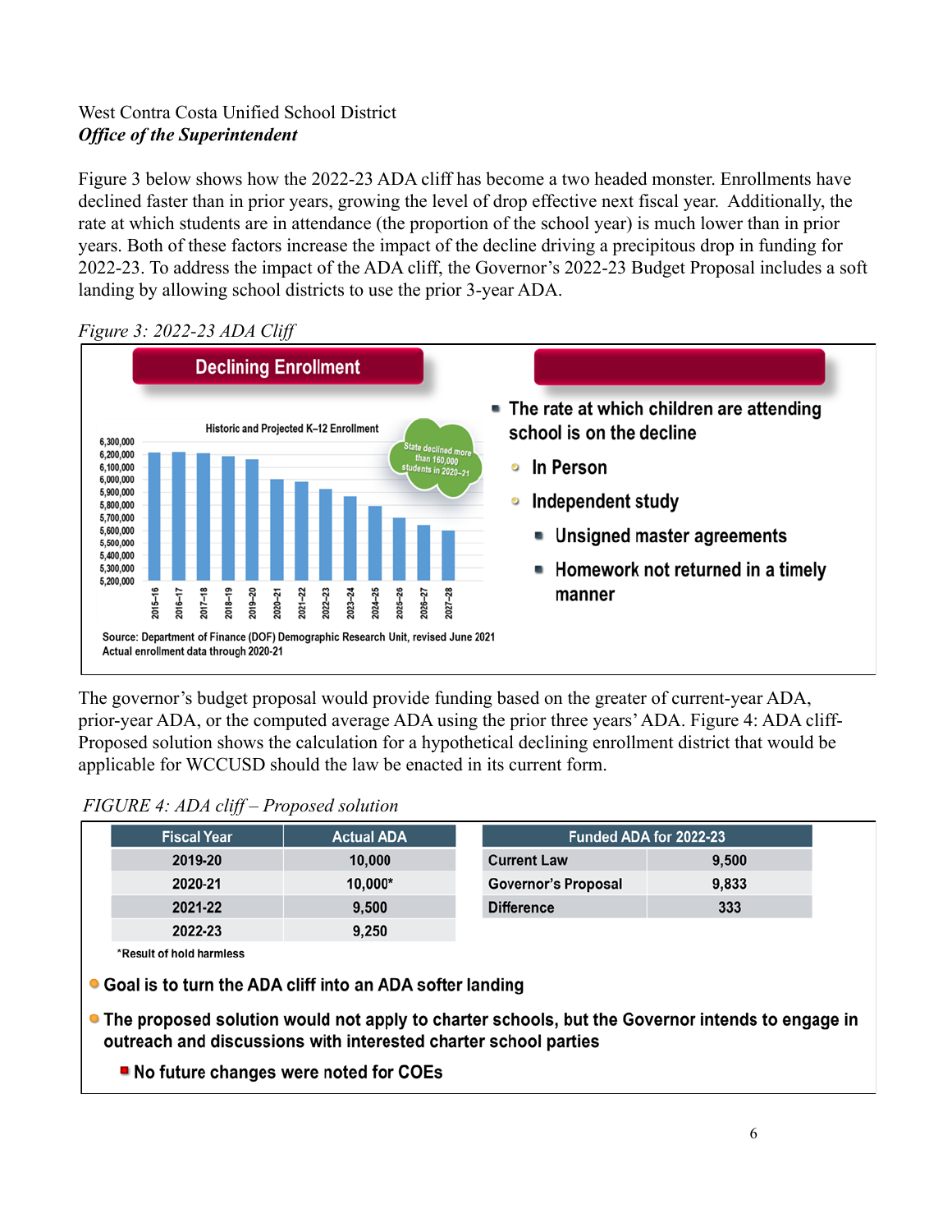West Contra Costa Unified School District
***Office of the Superintendent***

Figure 3 below shows how the 2022-23 ADA cliff has become a two headed monster. Enrollments have declined faster than in prior years, growing the level of drop effective next fiscal year. Additionally, the rate at which students are in attendance (the proportion of the school year) is much lower than in prior years. Both of these factors increase the impact of the decline driving a precipitous drop in funding for 2022-23. To address the impact of the ADA cliff, the Governor's 2022-23 Budget Proposal includes a soft landing by allowing school districts to use the prior 3-year ADA.

*Figure 3: 2022-23 ADA Cliff*

**Declining Enrollment**

Historic and Projected K–12 Enrollment

6,300,000
6,200,000
6,100,000
6,000,000
5,900,000
5,800,000
5,700,000
5,600,000
5,500,000
5,400,000
5,300,000
5,200,000

2015–16
2016–17
2017–18
2018–19
2019–20
2020–21
2021–22
2022–23
2023–24
2024–25
2025–26
2026–27
2027–28

State declined more than 160,000 students in 2020–21

Source: Department of Finance (DOF) Demographic Research Unit, revised June 2021
Actual enrollment data through 2020-21

- **The rate at which children are attending school is on the decline**
  - **In Person**
  - **Independent study**
    - **Unsigned master agreements**
    - **Homework not returned in a timely manner**

The governor's budget proposal would provide funding based on the greater of current-year ADA, prior-year ADA, or the computed average ADA using the prior three years' ADA. Figure 4: ADA cliff-Proposed solution shows the calculation for a hypothetical declining enrollment district that would be applicable for WCCUSD should the law be enacted in its current form.

*FIGURE 4: ADA cliff – Proposed solution*

| Fiscal Year | Actual ADA |
|---|---|
| 2019-20 | 10,000 |
| 2020-21 | 10,000* |
| 2021-22 | 9,500 |
| 2022-23 | 9,250 |

*Result of hold harmless

| Funded ADA for 2022-23 | |
|---|---|
| Current Law | 9,500 |
| Governor's Proposal | 9,833 |
| Difference | 333 |

- **Goal is to turn the ADA cliff into an ADA softer landing**
- **The proposed solution would not apply to charter schools, but the Governor intends to engage in outreach and discussions with interested charter school parties**
  - **No future changes were noted for COEs**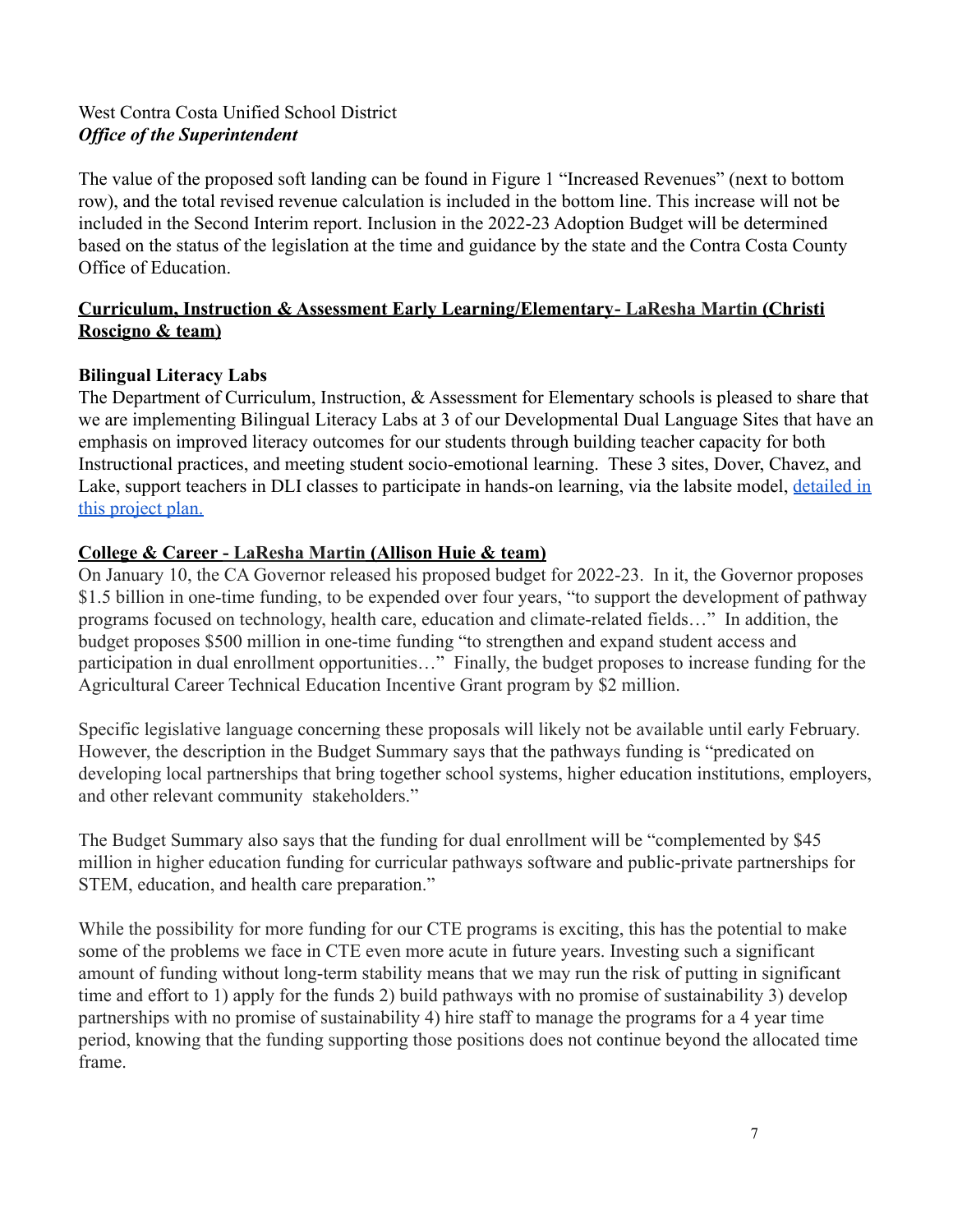West Contra Costa Unified School District
***Office of the Superintendent***

The value of the proposed soft landing can be found in Figure 1 "Increased Revenues" (next to bottom row), and the total revised revenue calculation is included in the bottom line. This increase will not be included in the Second Interim report. Inclusion in the 2022-23 Adoption Budget will be determined based on the status of the legislation at the time and guidance by the state and the Contra Costa County Office of Education.

**Curriculum, Instruction & Assessment Early Learning/Elementary- LaResha Martin (Christi Roscigno & team)**

**Bilingual Literacy Labs**

The Department of Curriculum, Instruction, & Assessment for Elementary schools is pleased to share that we are implementing Bilingual Literacy Labs at 3 of our Developmental Dual Language Sites that have an emphasis on improved literacy outcomes for our students through building teacher capacity for both Instructional practices, and meeting student socio-emotional learning. These 3 sites, Dover, Chavez, and Lake, support teachers in DLI classes to participate in hands-on learning, via the labsite model, detailed in this project plan.

**College & Career - LaResha Martin (Allison Huie & team)**

On January 10, the CA Governor released his proposed budget for 2022-23. In it, the Governor proposes $1.5 billion in one-time funding, to be expended over four years, "to support the development of pathway programs focused on technology, health care, education and climate-related fields…" In addition, the budget proposes $500 million in one-time funding "to strengthen and expand student access and participation in dual enrollment opportunities…" Finally, the budget proposes to increase funding for the Agricultural Career Technical Education Incentive Grant program by $2 million.

Specific legislative language concerning these proposals will likely not be available until early February. However, the description in the Budget Summary says that the pathways funding is "predicated on developing local partnerships that bring together school systems, higher education institutions, employers, and other relevant community stakeholders."

The Budget Summary also says that the funding for dual enrollment will be "complemented by $45 million in higher education funding for curricular pathways software and public-private partnerships for STEM, education, and health care preparation."

While the possibility for more funding for our CTE programs is exciting, this has the potential to make some of the problems we face in CTE even more acute in future years. Investing such a significant amount of funding without long-term stability means that we may run the risk of putting in significant time and effort to 1) apply for the funds 2) build pathways with no promise of sustainability 3) develop partnerships with no promise of sustainability 4) hire staff to manage the programs for a 4 year time period, knowing that the funding supporting those positions does not continue beyond the allocated time frame.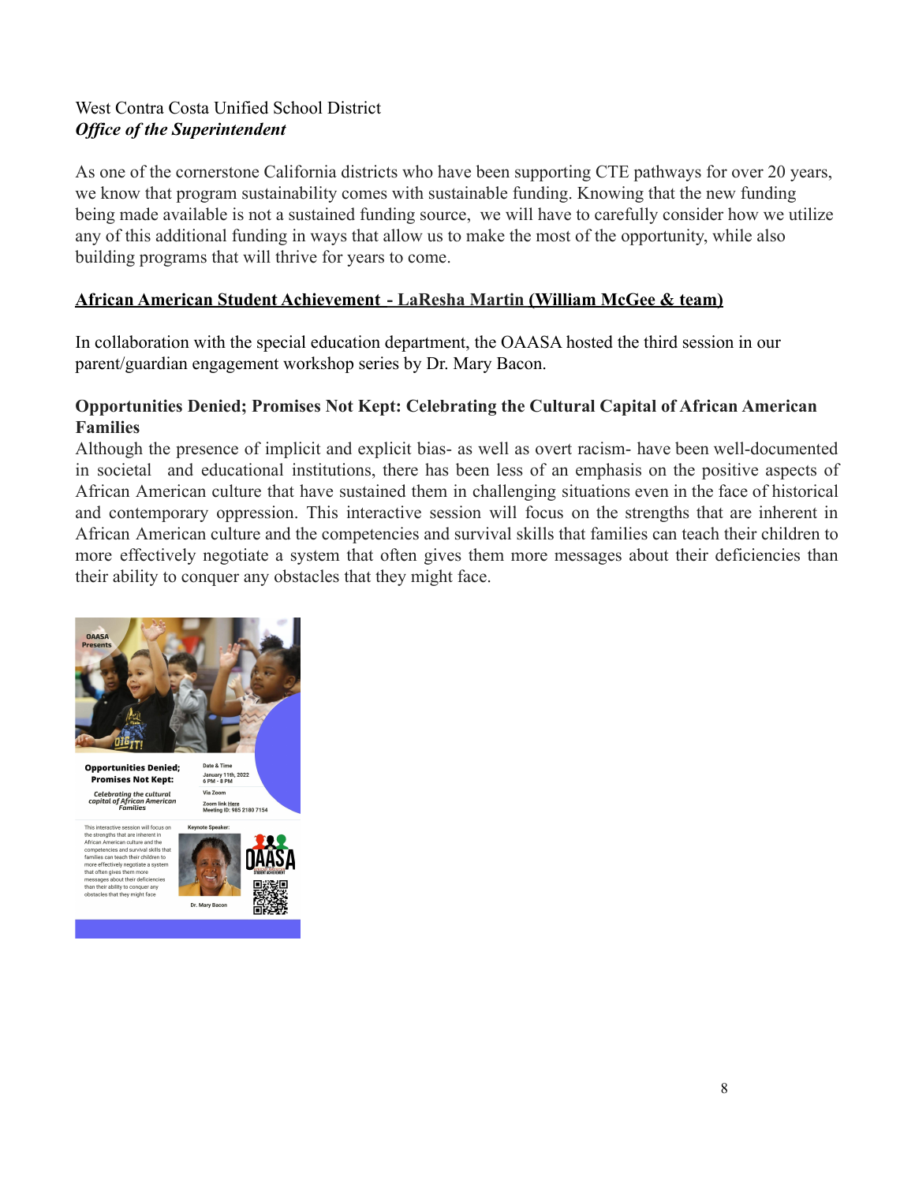West Contra Costa Unified School District
***Office of the Superintendent***

As one of the cornerstone California districts who have been supporting CTE pathways for over 20 years, we know that program sustainability comes with sustainable funding. Knowing that the new funding being made available is not a sustained funding source, we will have to carefully consider how we utilize any of this additional funding in ways that allow us to make the most of the opportunity, while also building programs that will thrive for years to come.

**African American Student Achievement - LaResha Martin (William McGee & team)**

In collaboration with the special education department, the OAASA hosted the third session in our parent/guardian engagement workshop series by Dr. Mary Bacon.

**Opportunities Denied; Promises Not Kept: Celebrating the Cultural Capital of African American Families**

Although the presence of implicit and explicit bias- as well as overt racism- have been well-documented in societal and educational institutions, there has been less of an emphasis on the positive aspects of African American culture that have sustained them in challenging situations even in the face of historical and contemporary oppression. This interactive session will focus on the strengths that are inherent in African American culture and the competencies and survival skills that families can teach their children to more effectively negotiate a system that often gives them more messages about their deficiencies than their ability to conquer any obstacles that they might face.

OAASA Presents

Opportunities Denied; Promises Not Kept:

*Celebrating the cultural capital of African American Families*

Date & Time
January 11th, 2022
6 PM - 8 PM

Via Zoom

Zoom link Here
Meeting ID: 985 2180 7154

This interactive session will focus on the strengths that are inherent in African American culture and the competencies and survival skills that families can teach their children to more effectively negotiate a system that often gives them more messages about their deficiencies than their ability to conquer any obstacles that they might face

Keynote Speaker:

Dr. Mary Bacon

OAASA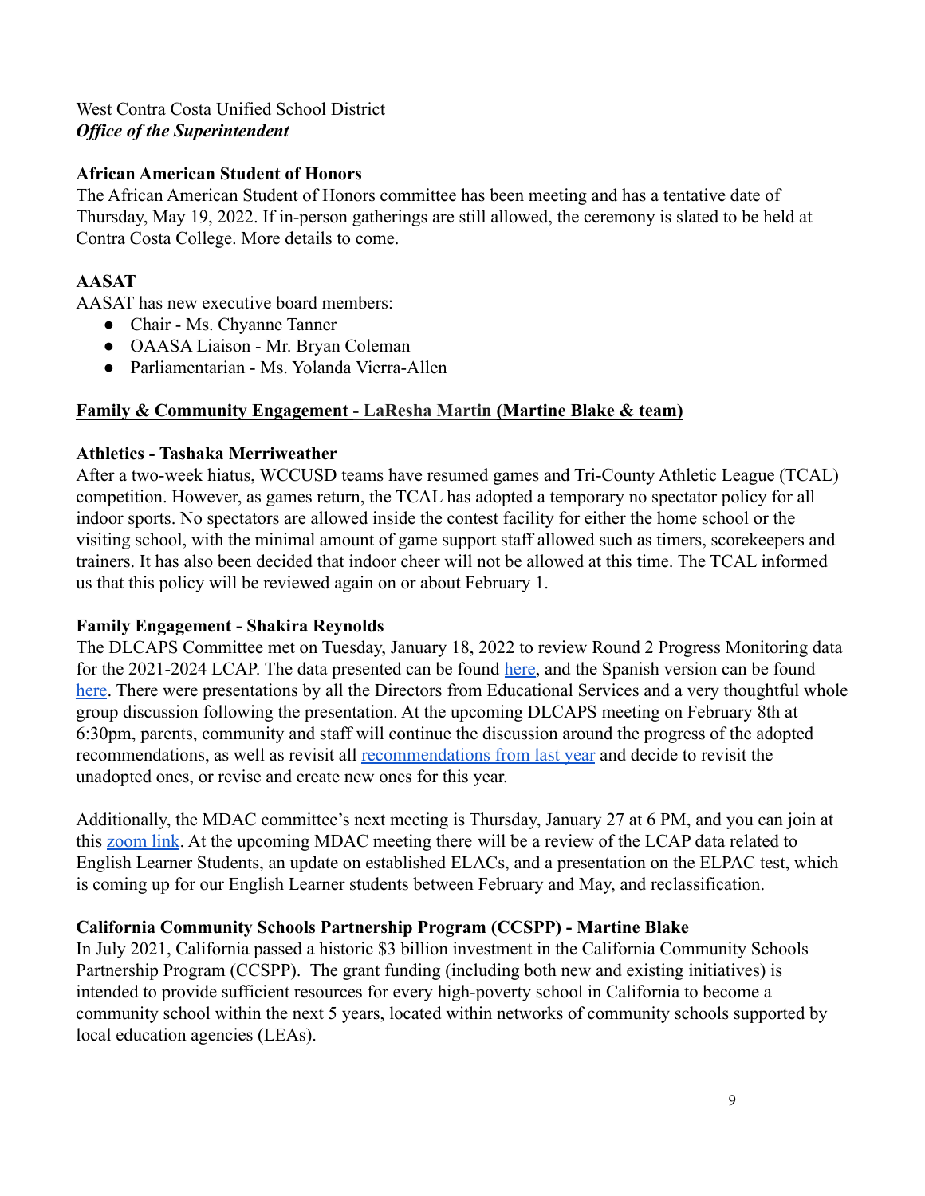West Contra Costa Unified School District
***Office of the Superintendent***

**African American Student of Honors**
The African American Student of Honors committee has been meeting and has a tentative date of Thursday, May 19, 2022. If in-person gatherings are still allowed, the ceremony is slated to be held at Contra Costa College. More details to come.

**AASAT**
AASAT has new executive board members:

- Chair - Ms. Chyanne Tanner
- OAASA Liaison - Mr. Bryan Coleman
- Parliamentarian - Ms. Yolanda Vierra-Allen

**Family & Community Engagement - LaResha Martin (Martine Blake & team)**

**Athletics - Tashaka Merriweather**
After a two-week hiatus, WCCUSD teams have resumed games and Tri-County Athletic League (TCAL) competition. However, as games return, the TCAL has adopted a temporary no spectator policy for all indoor sports. No spectators are allowed inside the contest facility for either the home school or the visiting school, with the minimal amount of game support staff allowed such as timers, scorekeepers and trainers. It has also been decided that indoor cheer will not be allowed at this time. The TCAL informed us that this policy will be reviewed again on or about February 1.

**Family Engagement - Shakira Reynolds**
The DLCAPS Committee met on Tuesday, January 18, 2022 to review Round 2 Progress Monitoring data for the 2021-2024 LCAP. The data presented can be found here, and the Spanish version can be found here. There were presentations by all the Directors from Educational Services and a very thoughtful whole group discussion following the presentation. At the upcoming DLCAPS meeting on February 8th at 6:30pm, parents, community and staff will continue the discussion around the progress of the adopted recommendations, as well as revisit all recommendations from last year and decide to revisit the unadopted ones, or revise and create new ones for this year.

Additionally, the MDAC committee's next meeting is Thursday, January 27 at 6 PM, and you can join at this zoom link. At the upcoming MDAC meeting there will be a review of the LCAP data related to English Learner Students, an update on established ELACs, and a presentation on the ELPAC test, which is coming up for our English Learner students between February and May, and reclassification.

**California Community Schools Partnership Program (CCSPP) - Martine Blake**
In July 2021, California passed a historic $3 billion investment in the California Community Schools Partnership Program (CCSPP). The grant funding (including both new and existing initiatives) is intended to provide sufficient resources for every high-poverty school in California to become a community school within the next 5 years, located within networks of community schools supported by local education agencies (LEAs).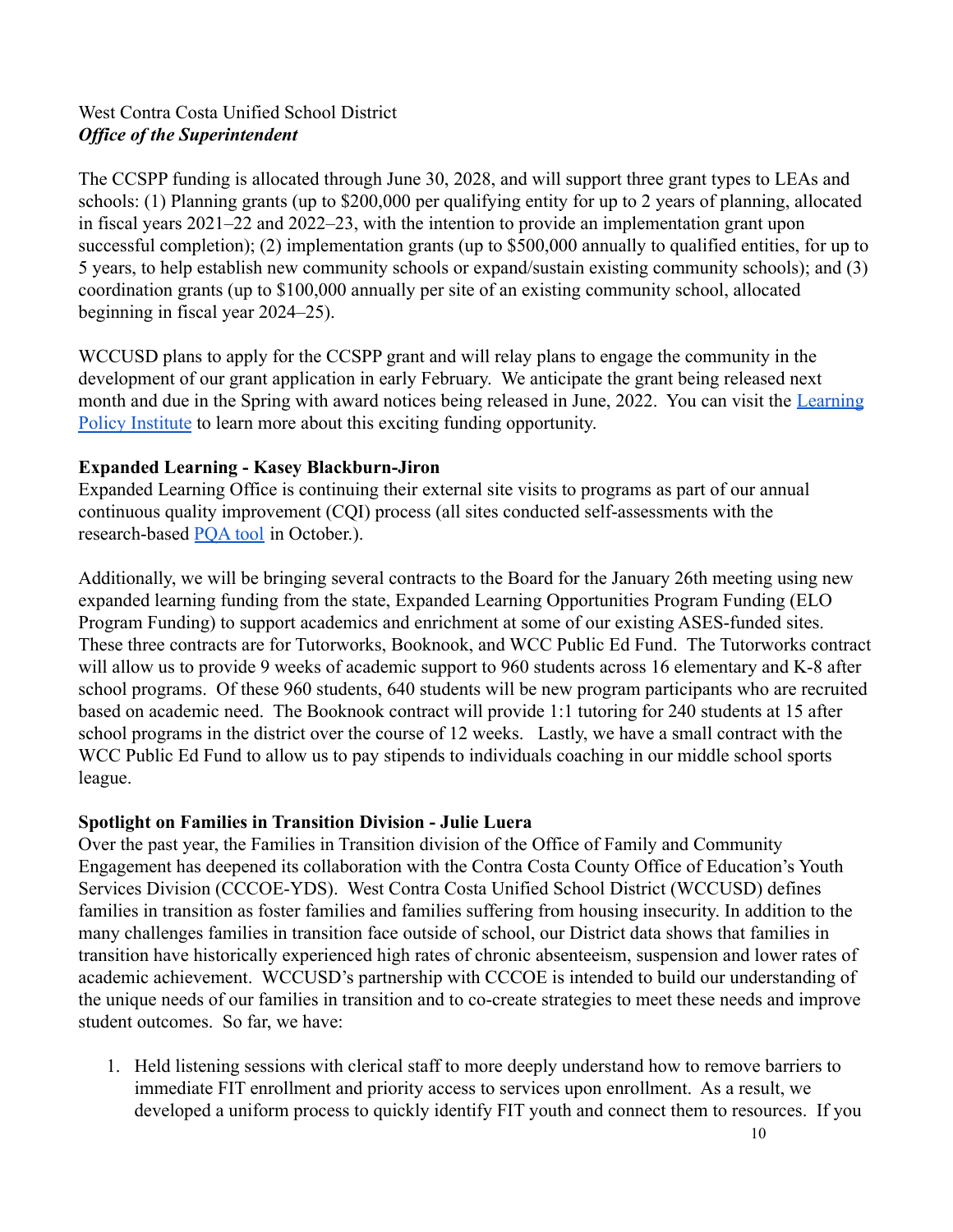West Contra Costa Unified School District
***Office of the Superintendent***

The CCSPP funding is allocated through June 30, 2028, and will support three grant types to LEAs and schools: (1) Planning grants (up to $200,000 per qualifying entity for up to 2 years of planning, allocated in fiscal years 2021–22 and 2022–23, with the intention to provide an implementation grant upon successful completion); (2) implementation grants (up to $500,000 annually to qualified entities, for up to 5 years, to help establish new community schools or expand/sustain existing community schools); and (3) coordination grants (up to $100,000 annually per site of an existing community school, allocated beginning in fiscal year 2024–25).

WCCUSD plans to apply for the CCSPP grant and will relay plans to engage the community in the development of our grant application in early February. We anticipate the grant being released next month and due in the Spring with award notices being released in June, 2022. You can visit the [Learning Policy Institute]() to learn more about this exciting funding opportunity.

**Expanded Learning - Kasey Blackburn-Jiron**

Expanded Learning Office is continuing their external site visits to programs as part of our annual continuous quality improvement (CQI) process (all sites conducted self-assessments with the research-based [PQA tool]() in October.).

Additionally, we will be bringing several contracts to the Board for the January 26th meeting using new expanded learning funding from the state, Expanded Learning Opportunities Program Funding (ELO Program Funding) to support academics and enrichment at some of our existing ASES-funded sites. These three contracts are for Tutorworks, Booknook, and WCC Public Ed Fund. The Tutorworks contract will allow us to provide 9 weeks of academic support to 960 students across 16 elementary and K-8 after school programs. Of these 960 students, 640 students will be new program participants who are recruited based on academic need. The Booknook contract will provide 1:1 tutoring for 240 students at 15 after school programs in the district over the course of 12 weeks. Lastly, we have a small contract with the WCC Public Ed Fund to allow us to pay stipends to individuals coaching in our middle school sports league.

**Spotlight on Families in Transition Division - Julie Luera**

Over the past year, the Families in Transition division of the Office of Family and Community Engagement has deepened its collaboration with the Contra Costa County Office of Education's Youth Services Division (CCCOE-YDS). West Contra Costa Unified School District (WCCUSD) defines families in transition as foster families and families suffering from housing insecurity. In addition to the many challenges families in transition face outside of school, our District data shows that families in transition have historically experienced high rates of chronic absenteeism, suspension and lower rates of academic achievement. WCCUSD's partnership with CCCOE is intended to build our understanding of the unique needs of our families in transition and to co-create strategies to meet these needs and improve student outcomes. So far, we have:

1. Held listening sessions with clerical staff to more deeply understand how to remove barriers to immediate FIT enrollment and priority access to services upon enrollment. As a result, we developed a uniform process to quickly identify FIT youth and connect them to resources. If you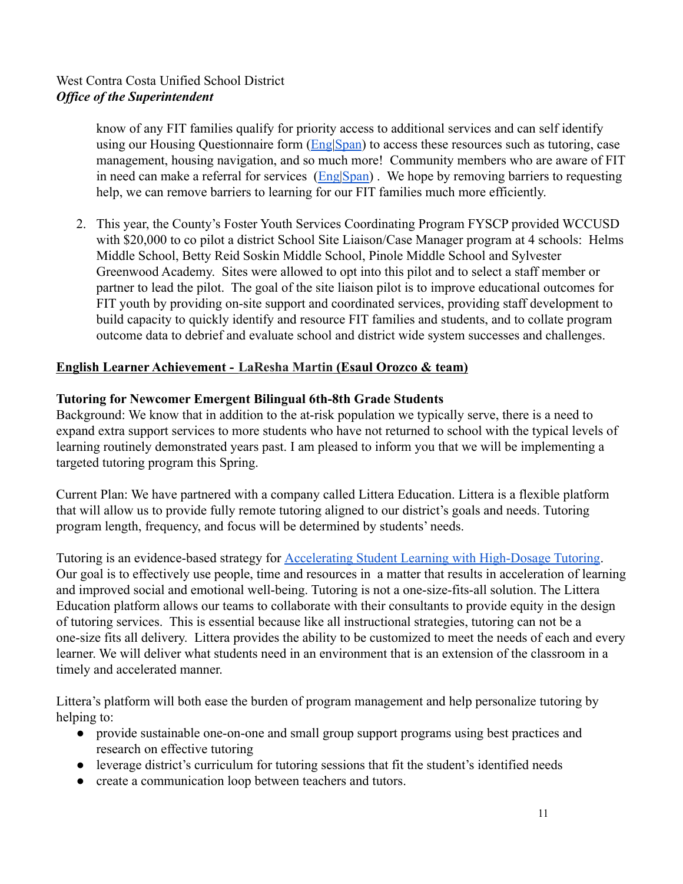know of any FIT families qualify for priority access to additional services and can self identify using our Housing Questionnaire form (Eng|Span) to access these resources such as tutoring, case management, housing navigation, and so much more! Community members who are aware of FIT in need can make a referral for services (Eng|Span) . We hope by removing barriers to requesting help, we can remove barriers to learning for our FIT families much more efficiently.

2. This year, the County's Foster Youth Services Coordinating Program FYSCP provided WCCUSD with $20,000 to co pilot a district School Site Liaison/Case Manager program at 4 schools: Helms Middle School, Betty Reid Soskin Middle School, Pinole Middle School and Sylvester Greenwood Academy. Sites were allowed to opt into this pilot and to select a staff member or partner to lead the pilot. The goal of the site liaison pilot is to improve educational outcomes for FIT youth by providing on-site support and coordinated services, providing staff development to build capacity to quickly identify and resource FIT families and students, and to collate program outcome data to debrief and evaluate school and district wide system successes and challenges.

**English Learner Achievement - LaResha Martin (Esaul Orozco & team)**

**Tutoring for Newcomer Emergent Bilingual 6th-8th Grade Students**

Background: We know that in addition to the at-risk population we typically serve, there is a need to expand extra support services to more students who have not returned to school with the typical levels of learning routinely demonstrated years past. I am pleased to inform you that we will be implementing a targeted tutoring program this Spring.

Current Plan: We have partnered with a company called Littera Education. Littera is a flexible platform that will allow us to provide fully remote tutoring aligned to our district's goals and needs. Tutoring program length, frequency, and focus will be determined by students' needs.

Tutoring is an evidence-based strategy for Accelerating Student Learning with High-Dosage Tutoring. Our goal is to effectively use people, time and resources in a matter that results in acceleration of learning and improved social and emotional well-being. Tutoring is not a one-size-fits-all solution. The Littera Education platform allows our teams to collaborate with their consultants to provide equity in the design of tutoring services. This is essential because like all instructional strategies, tutoring can not be a one-size fits all delivery. Littera provides the ability to be customized to meet the needs of each and every learner. We will deliver what students need in an environment that is an extension of the classroom in a timely and accelerated manner.

Littera's platform will both ease the burden of program management and help personalize tutoring by helping to:

- provide sustainable one-on-one and small group support programs using best practices and research on effective tutoring
- leverage district's curriculum for tutoring sessions that fit the student's identified needs
- create a communication loop between teachers and tutors.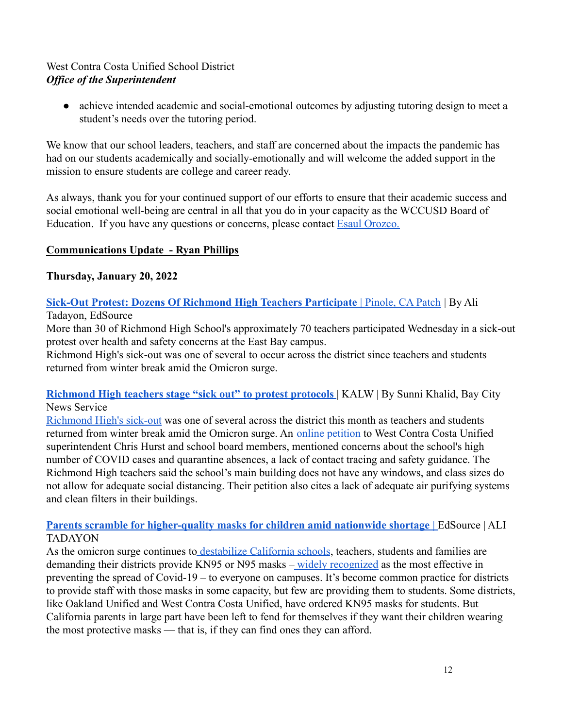West Contra Costa Unified School District
***Office of the Superintendent***

- achieve intended academic and social-emotional outcomes by adjusting tutoring design to meet a student's needs over the tutoring period.

We know that our school leaders, teachers, and staff are concerned about the impacts the pandemic has had on our students academically and socially-emotionally and will welcome the added support in the mission to ensure students are college and career ready.

As always, thank you for your continued support of our efforts to ensure that their academic success and social emotional well-being are central in all that you do in your capacity as the WCCUSD Board of Education. If you have any questions or concerns, please contact Esaul Orozco.

**Communications Update - Ryan Phillips**

**Thursday, January 20, 2022**

**Sick-Out Protest: Dozens Of Richmond High Teachers Participate** | Pinole, CA Patch | By Ali Tadayon, EdSource
More than 30 of Richmond High School's approximately 70 teachers participated Wednesday in a sick-out protest over health and safety concerns at the East Bay campus.
Richmond High's sick-out was one of several to occur across the district since teachers and students returned from winter break amid the Omicron surge.

**Richmond High teachers stage "sick out" to protest protocols** | KALW | By Sunni Khalid, Bay City News Service
Richmond High's sick-out was one of several across the district this month as teachers and students returned from winter break amid the Omicron surge. An online petition to West Contra Costa Unified superintendent Chris Hurst and school board members, mentioned concerns about the school's high number of COVID cases and quarantine absences, a lack of contact tracing and safety guidance. The Richmond High teachers said the school's main building does not have any windows, and class sizes do not allow for adequate social distancing. Their petition also cites a lack of adequate air purifying systems and clean filters in their buildings.

**Parents scramble for higher-quality masks for children amid nationwide shortage** | EdSource | ALI TADAYON
As the omicron surge continues to destabilize California schools, teachers, students and families are demanding their districts provide KN95 or N95 masks – widely recognized as the most effective in preventing the spread of Covid-19 – to everyone on campuses. It's become common practice for districts to provide staff with those masks in some capacity, but few are providing them to students. Some districts, like Oakland Unified and West Contra Costa Unified, have ordered KN95 masks for students. But California parents in large part have been left to fend for themselves if they want their children wearing the most protective masks — that is, if they can find ones they can afford.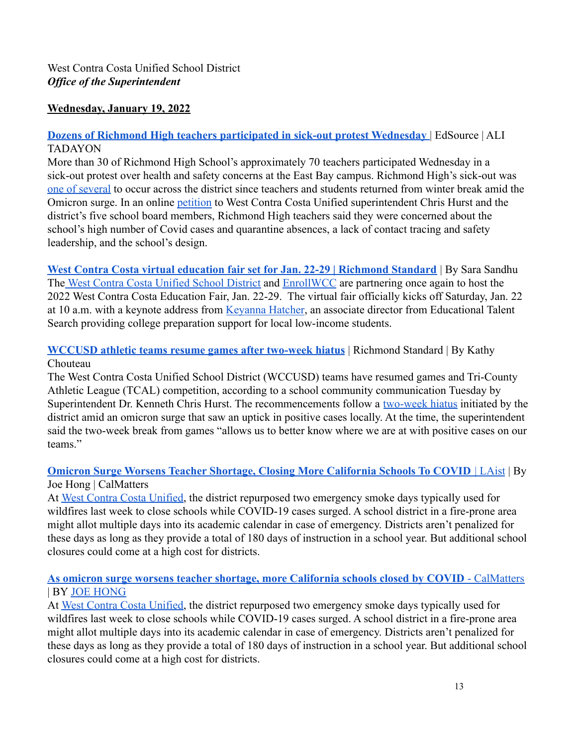West Contra Costa Unified School District
***Office of the Superintendent***

**Wednesday, January 19, 2022**

**Dozens of Richmond High teachers participated in sick-out protest Wednesday** | EdSource | ALI TADAYON
More than 30 of Richmond High School's approximately 70 teachers participated Wednesday in a sick-out protest over health and safety concerns at the East Bay campus. Richmond High's sick-out was one of several to occur across the district since teachers and students returned from winter break amid the Omicron surge. In an online petition to West Contra Costa Unified superintendent Chris Hurst and the district's five school board members, Richmond High teachers said they were concerned about the school's high number of Covid cases and quarantine absences, a lack of contact tracing and safety leadership, and the school's design.

**West Contra Costa virtual education fair set for Jan. 22-29 | Richmond Standard** | By Sara Sandhu
The West Contra Costa Unified School District and EnrollWCC are partnering once again to host the 2022 West Contra Costa Education Fair, Jan. 22-29. The virtual fair officially kicks off Saturday, Jan. 22 at 10 a.m. with a keynote address from Keyanna Hatcher, an associate director from Educational Talent Search providing college preparation support for local low-income students.

**WCCUSD athletic teams resume games after two-week hiatus** | Richmond Standard | By Kathy Chouteau
The West Contra Costa Unified School District (WCCUSD) teams have resumed games and Tri-County Athletic League (TCAL) competition, according to a school community communication Tuesday by Superintendent Dr. Kenneth Chris Hurst. The recommencements follow a two-week hiatus initiated by the district amid an omicron surge that saw an uptick in positive cases locally. At the time, the superintendent said the two-week break from games "allows us to better know where we are at with positive cases on our teams."

**Omicron Surge Worsens Teacher Shortage, Closing More California Schools To COVID | LAist** | By Joe Hong | CalMatters
At West Contra Costa Unified, the district repurposed two emergency smoke days typically used for wildfires last week to close schools while COVID-19 cases surged. A school district in a fire-prone area might allot multiple days into its academic calendar in case of emergency. Districts aren't penalized for these days as long as they provide a total of 180 days of instruction in a school year. But additional school closures could come at a high cost for districts.

**As omicron surge worsens teacher shortage, more California schools closed by COVID - CalMatters** | BY JOE HONG
At West Contra Costa Unified, the district repurposed two emergency smoke days typically used for wildfires last week to close schools while COVID-19 cases surged. A school district in a fire-prone area might allot multiple days into its academic calendar in case of emergency. Districts aren't penalized for these days as long as they provide a total of 180 days of instruction in a school year. But additional school closures could come at a high cost for districts.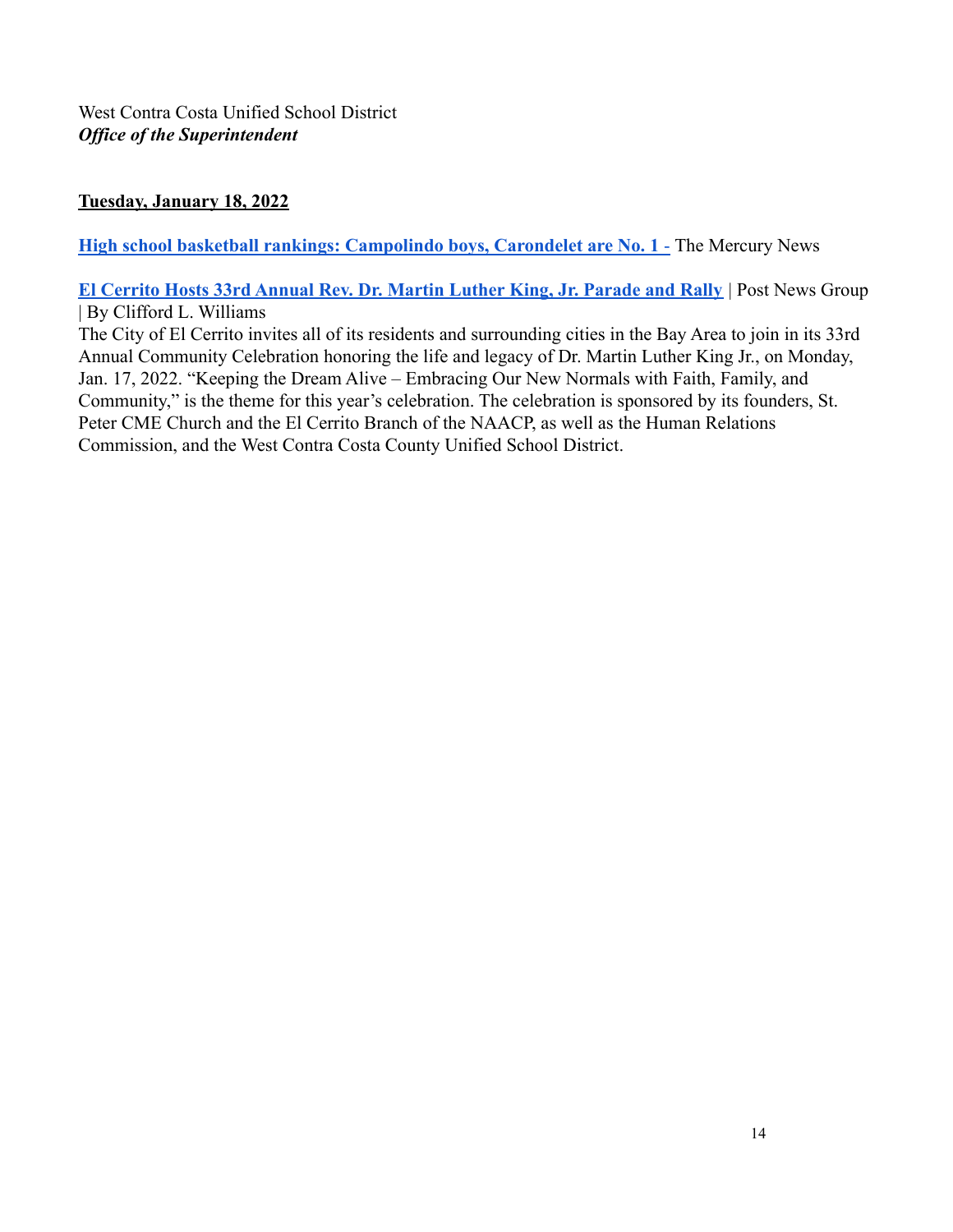West Contra Costa Unified School District
***Office of the Superintendent***

**Tuesday, January 18, 2022**

**High school basketball rankings: Campolindo boys, Carondelet are No. 1 -** The Mercury News

**El Cerrito Hosts 33rd Annual Rev. Dr. Martin Luther King, Jr. Parade and Rally** | Post News Group | By Clifford L. Williams
The City of El Cerrito invites all of its residents and surrounding cities in the Bay Area to join in its 33rd Annual Community Celebration honoring the life and legacy of Dr. Martin Luther King Jr., on Monday, Jan. 17, 2022. "Keeping the Dream Alive – Embracing Our New Normals with Faith, Family, and Community," is the theme for this year's celebration. The celebration is sponsored by its founders, St. Peter CME Church and the El Cerrito Branch of the NAACP, as well as the Human Relations Commission, and the West Contra Costa County Unified School District.